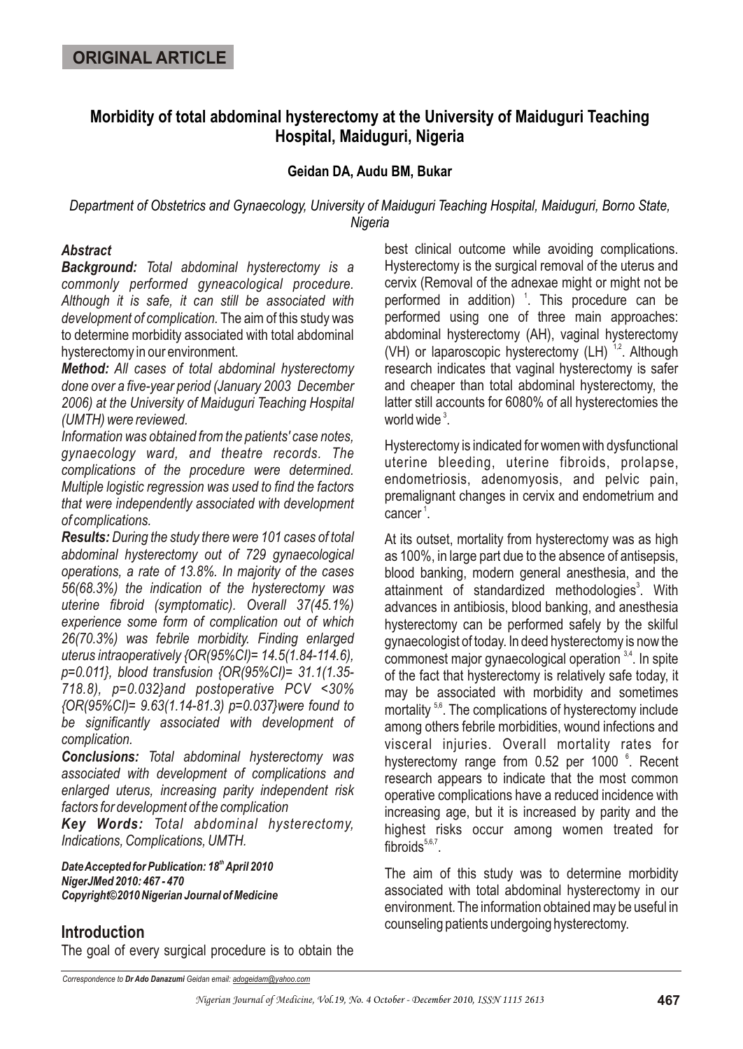**ORIGINAL ARTICLE**

# Morbidity of total abdominal hysterectomy at the University of Maiduguri Teaching Hospital, Maiduguri, Nigeria

**Geidan DA, Audu BM, Bukar**

*Department of Obstetrics and Gynaecology, University of Maiduguri Teaching Hospital, Maiduguri, Borno State, Nigeria*

### *Abstract*

***Background:*** *Total abdominal hysterectomy is a commonly performed gyneacological procedure. Although it is safe, it can still be associated with development of complication.* The aim of this study was to determine morbidity associated with total abdominal hysterectomy in our environment.

***Method:*** *All cases of total abdominal hysterectomy done over a five-year period (January 2003 December 2006) at the University of Maiduguri Teaching Hospital (UMTH) were reviewed.*

*Information was obtained from the patients' case notes, gynaecology ward, and theatre records. The complications of the procedure were determined. Multiple logistic regression was used to find the factors that were independently associated with development of complications.*

***Results:*** *During the study there were 101 cases of total abdominal hysterectomy out of 729 gynaecological operations, a rate of 13.8%. In majority of the cases 56(68.3%) the indication of the hysterectomy was uterine fibroid (symptomatic). Overall 37(45.1%) experience some form of complication out of which 26(70.3%) was febrile morbidity. Finding enlarged uterus intraoperatively {OR(95%CI)= 14.5(1.84-114.6), p=0.011}, blood transfusion {OR(95%CI)= 31.1(1.35-718.8), p=0.032}and postoperative PCV <30% {OR(95%CI)= 9.63(1.14-81.3) p=0.037}were found to be significantly associated with development of complication.*

***Conclusions:*** *Total abdominal hysterectomy was associated with development of complications and enlarged uterus, increasing parity independent risk factors for development of the complication*

***Key Words:*** *Total abdominal hysterectomy, Indications, Complications, UMTH.*

***Date Accepted for Publication: 18th April 2010***
***NigerJMed 2010: 467 - 470***
***Copyright©2010 Nigerian Journal of Medicine***

## Introduction

The goal of every surgical procedure is to obtain the best clinical outcome while avoiding complications. Hysterectomy is the surgical removal of the uterus and cervix (Removal of the adnexae might or might not be performed in addition) [1]. This procedure can be performed using one of three main approaches: abdominal hysterectomy (AH), vaginal hysterectomy (VH) or laparoscopic hysterectomy (LH) [1,2]. Although research indicates that vaginal hysterectomy is safer and cheaper than total abdominal hysterectomy, the latter still accounts for 6080% of all hysterectomies the world wide [3].

Hysterectomy is indicated for women with dysfunctional uterine bleeding, uterine fibroids, prolapse, endometriosis, adenomyosis, and pelvic pain, premalignant changes in cervix and endometrium and cancer [1].

At its outset, mortality from hysterectomy was as high as 100%, in large part due to the absence of antisepsis, blood banking, modern general anesthesia, and the attainment of standardized methodologies[3]. With advances in antibiosis, blood banking, and anesthesia hysterectomy can be performed safely by the skilful gynaecologist of today. In deed hysterectomy is now the commonest major gynaecological operation [3,4]. In spite of the fact that hysterectomy is relatively safe today, it may be associated with morbidity and sometimes mortality [5,6]. The complications of hysterectomy include among others febrile morbidities, wound infections and visceral injuries. Overall mortality rates for hysterectomy range from 0.52 per 1000 [6]. Recent research appears to indicate that the most common operative complications have a reduced incidence with increasing age, but it is increased by parity and the highest risks occur among women treated for fibroids[5,6,7].

The aim of this study was to determine morbidity associated with total abdominal hysterectomy in our environment. The information obtained may be useful in counseling patients undergoing hysterectomy.

*Correspondence to* ***Dr Ado Danazumi*** *Geidan email: adogeidam@yahoo.com*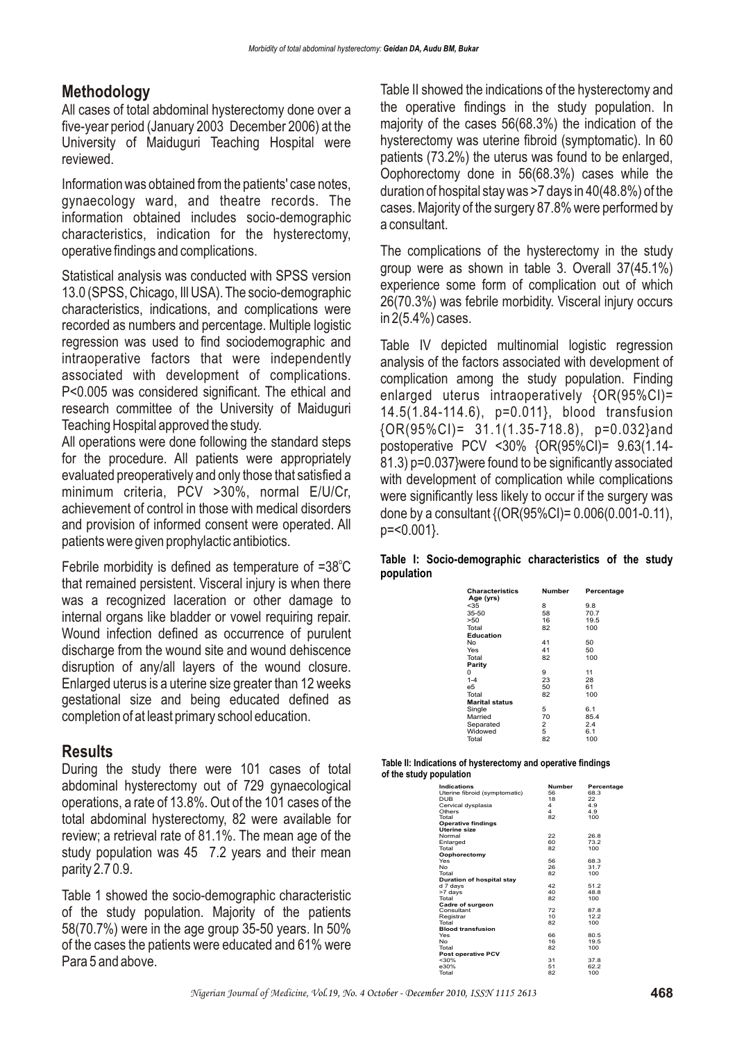## Methodology

All cases of total abdominal hysterectomy done over a five-year period (January 2003 December 2006) at the University of Maiduguri Teaching Hospital were reviewed.

Information was obtained from the patients' case notes, gynaecology ward, and theatre records. The information obtained includes socio-demographic characteristics, indication for the hysterectomy, operative findings and complications.

Statistical analysis was conducted with SPSS version 13.0 (SPSS, Chicago, Ill USA). The socio-demographic characteristics, indications, and complications were recorded as numbers and percentage. Multiple logistic regression was used to find sociodemographic and intraoperative factors that were independently associated with development of complications. P<0.005 was considered significant. The ethical and research committee of the University of Maiduguri Teaching Hospital approved the study.

All operations were done following the standard steps for the procedure. All patients were appropriately evaluated preoperatively and only those that satisfied a minimum criteria, PCV >30%, normal E/U/Cr, achievement of control in those with medical disorders and provision of informed consent were operated. All patients were given prophylactic antibiotics.

Febrile morbidity is defined as temperature of =38°C that remained persistent. Visceral injury is when there was a recognized laceration or other damage to internal organs like bladder or vowel requiring repair. Wound infection defined as occurrence of purulent discharge from the wound site and wound dehiscence disruption of any/all layers of the wound closure. Enlarged uterus is a uterine size greater than 12 weeks gestational size and being educated defined as completion of at least primary school education.

## Results

During the study there were 101 cases of total abdominal hysterectomy out of 729 gynaecological operations, a rate of 13.8%. Out of the 101 cases of the total abdominal hysterectomy, 82 were available for review; a retrieval rate of 81.1%. The mean age of the study population was 45 7.2 years and their mean parity 2.7 0.9.

Table 1 showed the socio-demographic characteristic of the study population. Majority of the patients 58(70.7%) were in the age group 35-50 years. In 50% of the cases the patients were educated and 61% were Para 5 and above.

Table II showed the indications of the hysterectomy and the operative findings in the study population. In majority of the cases 56(68.3%) the indication of the hysterectomy was uterine fibroid (symptomatic). In 60 patients (73.2%) the uterus was found to be enlarged, Oophorectomy done in 56(68.3%) cases while the duration of hospital stay was >7 days in 40(48.8%) of the cases. Majority of the surgery 87.8% were performed by a consultant.

The complications of the hysterectomy in the study group were as shown in table 3. Overall 37(45.1%) experience some form of complication out of which 26(70.3%) was febrile morbidity. Visceral injury occurs in 2(5.4%) cases.

Table IV depicted multinomial logistic regression analysis of the factors associated with development of complication among the study population. Finding enlarged uterus intraoperatively {OR(95%CI)= 14.5(1.84-114.6), p=0.011}, blood transfusion {OR(95%CI)= 31.1(1.35-718.8), p=0.032}and postoperative PCV <30% {OR(95%CI)= 9.63(1.14-81.3) p=0.037}were found to be significantly associated with development of complication while complications were significantly less likely to occur if the surgery was done by a consultant {(OR(95%CI)= 0.006(0.001-0.11), p=<0.001}.

**Table I: Socio-demographic characteristics of the study population**

| Characteristics | Number | Percentage |
|---|---|---|
| **Age (yrs)** | | |
| <35 | 8 | 9.8 |
| 35-50 | 58 | 70.7 |
| >50 | 16 | 19.5 |
| Total | 82 | 100 |
| **Education** | | |
| No | 41 | 50 |
| Yes | 41 | 50 |
| Total | 82 | 100 |
| **Parity** | | |
| 0 | 9 | 11 |
| 1-4 | 23 | 28 |
| e5 | 50 | 61 |
| Total | 82 | 100 |
| **Marital status** | | |
| Single | 5 | 6.1 |
| Married | 70 | 85.4 |
| Separated | 2 | 2.4 |
| Widowed | 5 | 6.1 |
| Total | 82 | 100 |

**Table II: Indications of hysterectomy and operative findings of the study population**

| Indications | Number | Percentage |
|---|---|---|
| Uterine fibroid (symptomatic) | 56 | 68.3 |
| DUB | 18 | 22 |
| Cervical dysplasia | 4 | 4.9 |
| Others | 4 | 4.9 |
| Total | 82 | 100 |
| **Operative findings** | | |
| **Uterine size** | | |
| Normal | 22 | 26.8 |
| Enlarged | 60 | 73.2 |
| Total | 82 | 100 |
| **Oophorectomy** | | |
| Yes | 56 | 68.3 |
| No | 26 | 31.7 |
| Total | 82 | 100 |
| **Duration of hospital stay** | | |
| d 7 days | 42 | 51.2 |
| >7 days | 40 | 48.8 |
| Total | 82 | 100 |
| **Cadre of surgeon** | | |
| Consultant | 72 | 87.8 |
| Registrar | 10 | 12.2 |
| Total | 82 | 100 |
| **Blood transfusion** | | |
| Yes | 66 | 80.5 |
| No | 16 | 19.5 |
| Total | 82 | 100 |
| **Post operative PCV** | | |
| <30% | 31 | 37.8 |
| e30% | 51 | 62.2 |
| Total | 82 | 100 |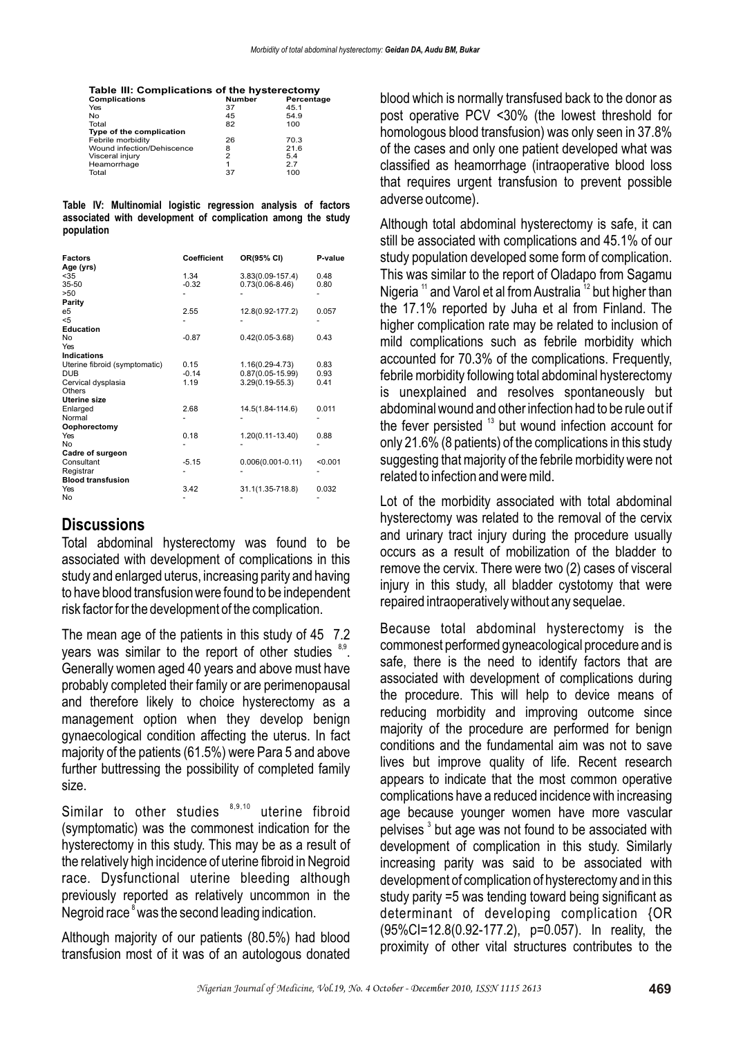**Table III: Complications of the hysterectomy**

| Complications | Number | Percentage |
|---|---|---|
| Yes | 37 | 45.1 |
| No | 45 | 54.9 |
| Total | 82 | 100 |
| **Type of the complication** | | |
| Febrile morbidity | 26 | 70.3 |
| Wound infection/Dehiscence | 8 | 21.6 |
| Visceral injury | 2 | 5.4 |
| Heamorrhage | 1 | 2.7 |
| Total | 37 | 100 |

**Table IV: Multinomial logistic regression analysis of factors associated with development of complication among the study population**

| Factors | Coefficient | OR(95% CI) | P-value |
|---|---|---|---|
| **Age (yrs)** | | | |
| <35 | 1.34 | 3.83(0.09-157.4) | 0.48 |
| 35-50 | -0.32 | 0.73(0.06-8.46) | 0.80 |
| >50 | - | - | - |
| **Parity** | | | |
| e5 | 2.55 | 12.8(0.92-177.2) | 0.057 |
| <5 | - | - | - |
| **Education** | | | |
| No | -0.87 | 0.42(0.05-3.68) | 0.43 |
| Yes | | | |
| **Indications** | | | |
| Uterine fibroid (symptomatic) | 0.15 | 1.16(0.29-4.73) | 0.83 |
| DUB | -0.14 | 0.87(0.05-15.99) | 0.93 |
| Cervical dysplasia | 1.19 | 3.29(0.19-55.3) | 0.41 |
| Others | | | |
| **Uterine size** | | | |
| Enlarged | 2.68 | 14.5(1.84-114.6) | 0.011 |
| Normal | - | - | - |
| **Oophorectomy** | | | |
| Yes | 0.18 | 1.20(0.11-13.40) | 0.88 |
| No | - | - | - |
| **Cadre of surgeon** | | | |
| Consultant | -5.15 | 0.006(0.001-0.11) | <0.001 |
| Registrar | - | - | - |
| **Blood transfusion** | | | |
| Yes | 3.42 | 31.1(1.35-718.8) | 0.032 |
| No | - | - | - |

## Discussions

Total abdominal hysterectomy was found to be associated with development of complications in this study and enlarged uterus, increasing parity and having to have blood transfusion were found to be independent risk factor for the development of the complication.

The mean age of the patients in this study of 45 7.2 years was similar to the report of other studies [8,9]. Generally women aged 40 years and above must have probably completed their family or are perimenopausal and therefore likely to choice hysterectomy as a management option when they develop benign gynaecological condition affecting the uterus. In fact majority of the patients (61.5%) were Para 5 and above further buttressing the possibility of completed family size.

Similar to other studies [8,9,10] uterine fibroid (symptomatic) was the commonest indication for the hysterectomy in this study. This may be as a result of the relatively high incidence of uterine fibroid in Negroid race. Dysfunctional uterine bleeding although previously reported as relatively uncommon in the Negroid race [8] was the second leading indication.

Although majority of our patients (80.5%) had blood transfusion most of it was of an autologous donated blood which is normally transfused back to the donor as post operative PCV <30% (the lowest threshold for homologous blood transfusion) was only seen in 37.8% of the cases and only one patient developed what was classified as heamorrhage (intraoperative blood loss that requires urgent transfusion to prevent possible adverse outcome).

Although total abdominal hysterectomy is safe, it can still be associated with complications and 45.1% of our study population developed some form of complication. This was similar to the report of Oladapo from Sagamu Nigeria [11] and Varol et al from Australia [12] but higher than the 17.1% reported by Juha et al from Finland. The higher complication rate may be related to inclusion of mild complications such as febrile morbidity which accounted for 70.3% of the complications. Frequently, febrile morbidity following total abdominal hysterectomy is unexplained and resolves spontaneously but abdominal wound and other infection had to be rule out if the fever persisted [13] but wound infection account for only 21.6% (8 patients) of the complications in this study suggesting that majority of the febrile morbidity were not related to infection and were mild.

Lot of the morbidity associated with total abdominal hysterectomy was related to the removal of the cervix and urinary tract injury during the procedure usually occurs as a result of mobilization of the bladder to remove the cervix. There were two (2) cases of visceral injury in this study, all bladder cystotomy that were repaired intraoperatively without any sequelae.

Because total abdominal hysterectomy is the commonest performed gyneacological procedure and is safe, there is the need to identify factors that are associated with development of complications during the procedure. This will help to device means of reducing morbidity and improving outcome since majority of the procedure are performed for benign conditions and the fundamental aim was not to save lives but improve quality of life. Recent research appears to indicate that the most common operative complications have a reduced incidence with increasing age because younger women have more vascular pelvises [3] but age was not found to be associated with development of complication in this study. Similarly increasing parity was said to be associated with development of complication of hysterectomy and in this study parity =5 was tending toward being significant as determinant of developing complication {OR (95%CI=12.8(0.92-177.2), p=0.057). In reality, the proximity of other vital structures contributes to the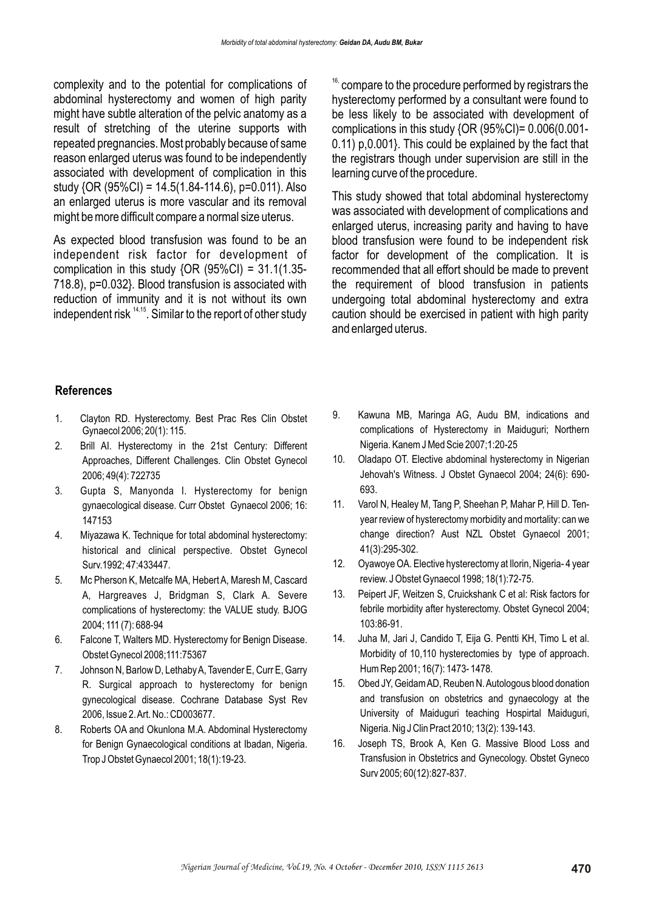complexity and to the potential for complications of abdominal hysterectomy and women of high parity might have subtle alteration of the pelvic anatomy as a result of stretching of the uterine supports with repeated pregnancies. Most probably because of same reason enlarged uterus was found to be independently associated with development of complication in this study {OR (95%CI) = 14.5(1.84-114.6), p=0.011). Also an enlarged uterus is more vascular and its removal might be more difficult compare a normal size uterus.

As expected blood transfusion was found to be an independent risk factor for development of complication in this study {OR (95%CI) = 31.1(1.35-718.8), p=0.032}. Blood transfusion is associated with reduction of immunity and it is not without its own independent risk [14,15]. Similar to the report of other study [16,] compare to the procedure performed by registrars the hysterectomy performed by a consultant were found to be less likely to be associated with development of complications in this study {OR (95%CI)= 0.006(0.001-0.11) p,0.001}. This could be explained by the fact that the registrars though under supervision are still in the learning curve of the procedure.

This study showed that total abdominal hysterectomy was associated with development of complications and enlarged uterus, increasing parity and having to have blood transfusion were found to be independent risk factor for development of the complication. It is recommended that all effort should be made to prevent the requirement of blood transfusion in patients undergoing total abdominal hysterectomy and extra caution should be exercised in patient with high parity and enlarged uterus.

## References

1. Clayton RD. Hysterectomy. Best Prac Res Clin Obstet Gynaecol 2006; 20(1): 115.
2. Brill AI. Hysterectomy in the 21st Century: Different Approaches, Different Challenges. Clin Obstet Gynecol 2006; 49(4): 722735
3. Gupta S, Manyonda I. Hysterectomy for benign gynaecological disease. Curr Obstet Gynaecol 2006; 16: 147153
4. Miyazawa K. Technique for total abdominal hysterectomy: historical and clinical perspective. Obstet Gynecol Surv.1992; 47:433447.
5. Mc Pherson K, Metcalfe MA, Hebert A, Maresh M, Cascard A, Hargreaves J, Bridgman S, Clark A. Severe complications of hysterectomy: the VALUE study. BJOG 2004; 111 (7): 688-94
6. Falcone T, Walters MD. Hysterectomy for Benign Disease. Obstet Gynecol 2008;111:75367
7. Johnson N, Barlow D, Lethaby A, Tavender E, Curr E, Garry R. Surgical approach to hysterectomy for benign gynecological disease. Cochrane Database Syst Rev 2006, Issue 2. Art. No.: CD003677.
8. Roberts OA and Okunlona M.A. Abdominal Hysterectomy for Benign Gynaecological conditions at Ibadan, Nigeria. Trop J Obstet Gynaecol 2001; 18(1):19-23.
9. Kawuna MB, Maringa AG, Audu BM, indications and complications of Hysterectomy in Maiduguri; Northern Nigeria. Kanem J Med Scie 2007;1:20-25
10. Oladapo OT. Elective abdominal hysterectomy in Nigerian Jehovah's Witness. J Obstet Gynaecol 2004; 24(6): 690-693.
11. Varol N, Healey M, Tang P, Sheehan P, Mahar P, Hill D. Ten-year review of hysterectomy morbidity and mortality: can we change direction? Aust NZL Obstet Gynaecol 2001; 41(3):295-302.
12. Oyawoye OA. Elective hysterectomy at Ilorin, Nigeria- 4 year review. J Obstet Gynaecol 1998; 18(1):72-75.
13. Peipert JF, Weitzen S, Cruickshank C et al: Risk factors for febrile morbidity after hysterectomy. Obstet Gynecol 2004; 103:86-91.
14. Juha M, Jari J, Candido T, Eija G. Pentti KH, Timo L et al. Morbidity of 10,110 hysterectomies by type of approach. Hum Rep 2001; 16(7): 1473- 1478.
15. Obed JY, Geidam AD, Reuben N. Autologous blood donation and transfusion on obstetrics and gynaecology at the University of Maiduguri teaching Hospirtal Maiduguri, Nigeria. Nig J Clin Pract 2010; 13(2): 139-143.
16. Joseph TS, Brook A, Ken G. Massive Blood Loss and Transfusion in Obstetrics and Gynecology. Obstet Gyneco Surv 2005; 60(12):827-837.